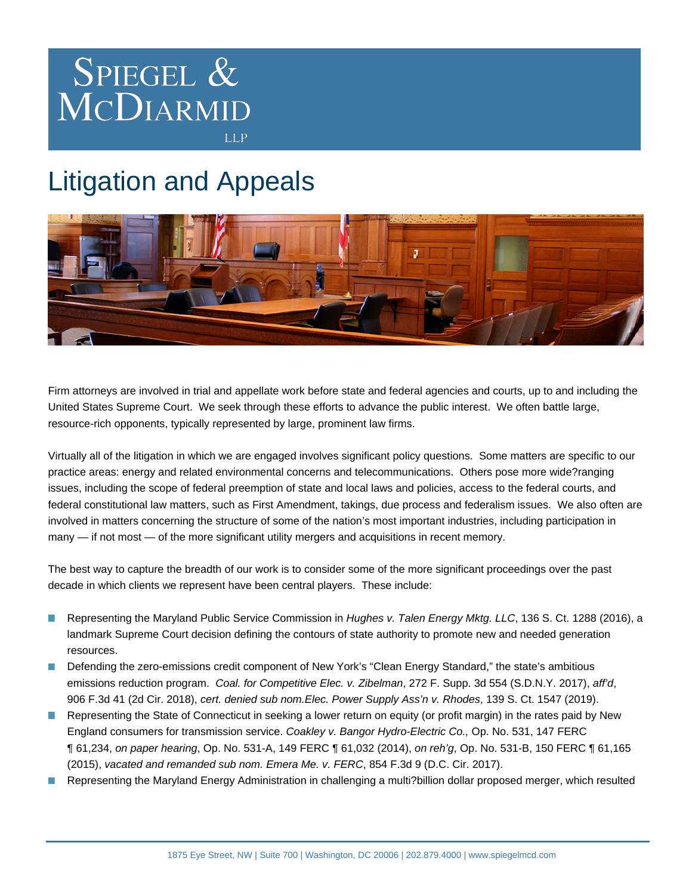# Spiegel & McDiarmid LLP

## Litigation and Appeals

Firm attorneys are involved in trial and appellate work before state and federal agencies and courts, up to and including the United States Supreme Court. We seek through these efforts to advance the public interest. We often battle large, resource-rich opponents, typically represented by large, prominent law firms.

Virtually all of the litigation in which we are engaged involves significant policy questions. Some matters are specific to our practice areas: energy and related environmental concerns and telecommunications. Others pose more wide?ranging issues, including the scope of federal preemption of state and local laws and policies, access to the federal courts, and federal constitutional law matters, such as First Amendment, takings, due process and federalism issues. We also often are involved in matters concerning the structure of some of the nation's most important industries, including participation in many — if not most — of the more significant utility mergers and acquisitions in recent memory.

The best way to capture the breadth of our work is to consider some of the more significant proceedings over the past decade in which clients we represent have been central players. These include:

- Representing the Maryland Public Service Commission in *Hughes v. Talen Energy Mktg. LLC*, 136 S. Ct. 1288 (2016), a landmark Supreme Court decision defining the contours of state authority to promote new and needed generation resources.
- Defending the zero-emissions credit component of New York's "Clean Energy Standard," the state's ambitious emissions reduction program. *Coal. for Competitive Elec. v. Zibelman*, 272 F. Supp. 3d 554 (S.D.N.Y. 2017), *aff'd*, 906 F.3d 41 (2d Cir. 2018), *cert. denied sub nom.Elec. Power Supply Ass'n v. Rhodes*, 139 S. Ct. 1547 (2019).
- Representing the State of Connecticut in seeking a lower return on equity (or profit margin) in the rates paid by New England consumers for transmission service. *Coakley v. Bangor Hydro-Electric Co.,* Op. No. 531, 147 FERC ¶ 61,234, *on paper hearing*, Op. No. 531-A, 149 FERC ¶ 61,032 (2014), *on reh'g*, Op. No. 531-B, 150 FERC ¶ 61,165 (2015), *vacated and remanded sub nom. Emera Me. v. FERC*, 854 F.3d 9 (D.C. Cir. 2017).
- Representing the Maryland Energy Administration in challenging a multi?billion dollar proposed merger, which resulted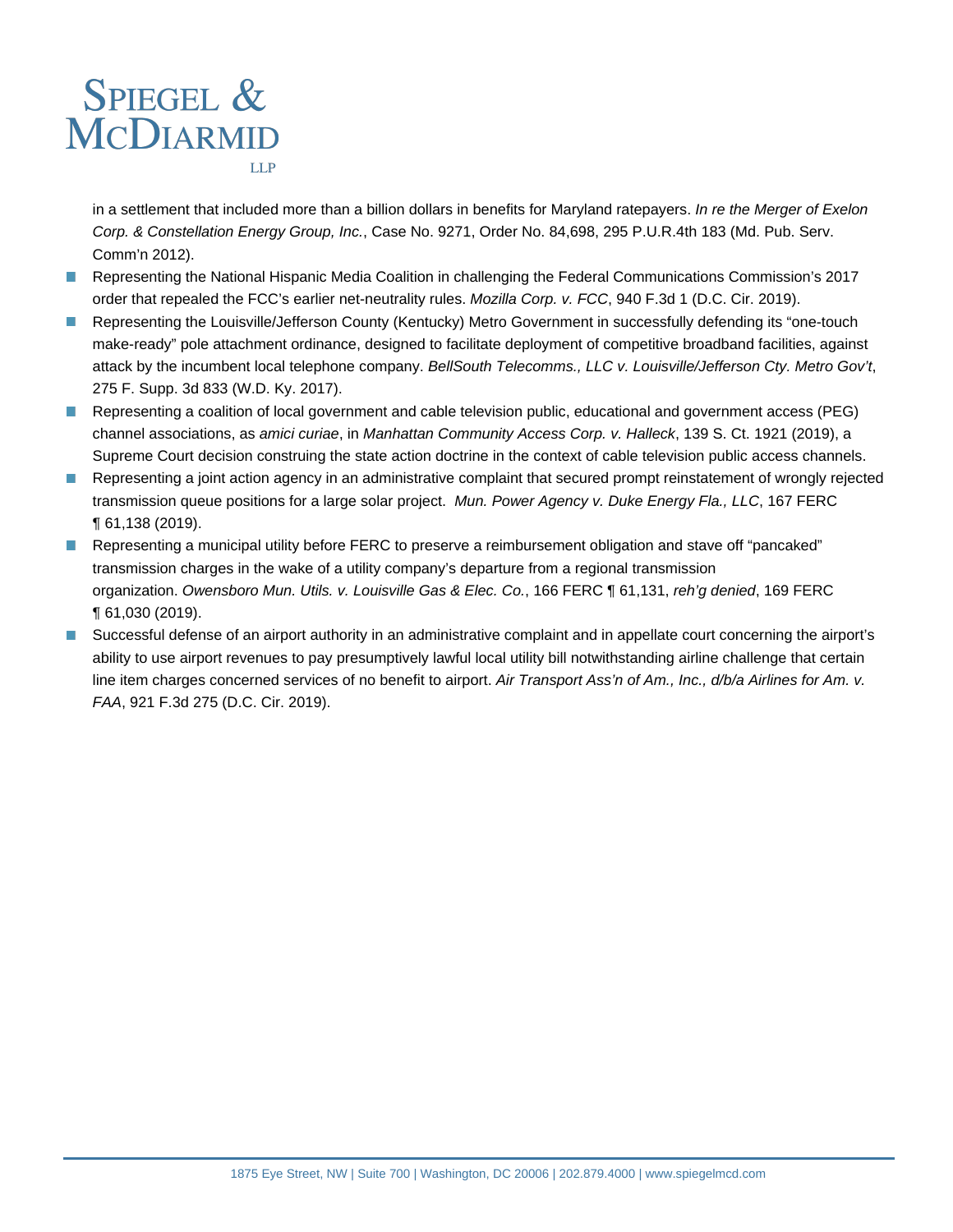in a settlement that included more than a billion dollars in benefits for Maryland ratepayers. *In re the Merger of Exelon Corp. & Constellation Energy Group, Inc.*, Case No. 9271, Order No. 84,698, 295 P.U.R.4th 183 (Md. Pub. Serv. Comm'n 2012).

- Representing the National Hispanic Media Coalition in challenging the Federal Communications Commission's 2017 order that repealed the FCC's earlier net-neutrality rules. *Mozilla Corp. v. FCC*, 940 F.3d 1 (D.C. Cir. 2019).
- Representing the Louisville/Jefferson County (Kentucky) Metro Government in successfully defending its "one-touch make-ready" pole attachment ordinance, designed to facilitate deployment of competitive broadband facilities, against attack by the incumbent local telephone company. *BellSouth Telecomms., LLC v. Louisville/Jefferson Cty. Metro Gov't*, 275 F. Supp. 3d 833 (W.D. Ky. 2017).
- Representing a coalition of local government and cable television public, educational and government access (PEG) channel associations, as *amici curiae*, in *Manhattan Community Access Corp. v. Halleck*, 139 S. Ct. 1921 (2019), a Supreme Court decision construing the state action doctrine in the context of cable television public access channels.
- Representing a joint action agency in an administrative complaint that secured prompt reinstatement of wrongly rejected transmission queue positions for a large solar project. *Mun. Power Agency v. Duke Energy Fla., LLC*, 167 FERC ¶ 61,138 (2019).
- Representing a municipal utility before FERC to preserve a reimbursement obligation and stave off "pancaked" transmission charges in the wake of a utility company's departure from a regional transmission organization. *Owensboro Mun. Utils. v. Louisville Gas & Elec. Co.*, 166 FERC ¶ 61,131, *reh'g denied*, 169 FERC ¶ 61,030 (2019).
- Successful defense of an airport authority in an administrative complaint and in appellate court concerning the airport's ability to use airport revenues to pay presumptively lawful local utility bill notwithstanding airline challenge that certain line item charges concerned services of no benefit to airport. *Air Transport Ass'n of Am., Inc., d/b/a Airlines for Am. v. FAA*, 921 F.3d 275 (D.C. Cir. 2019).